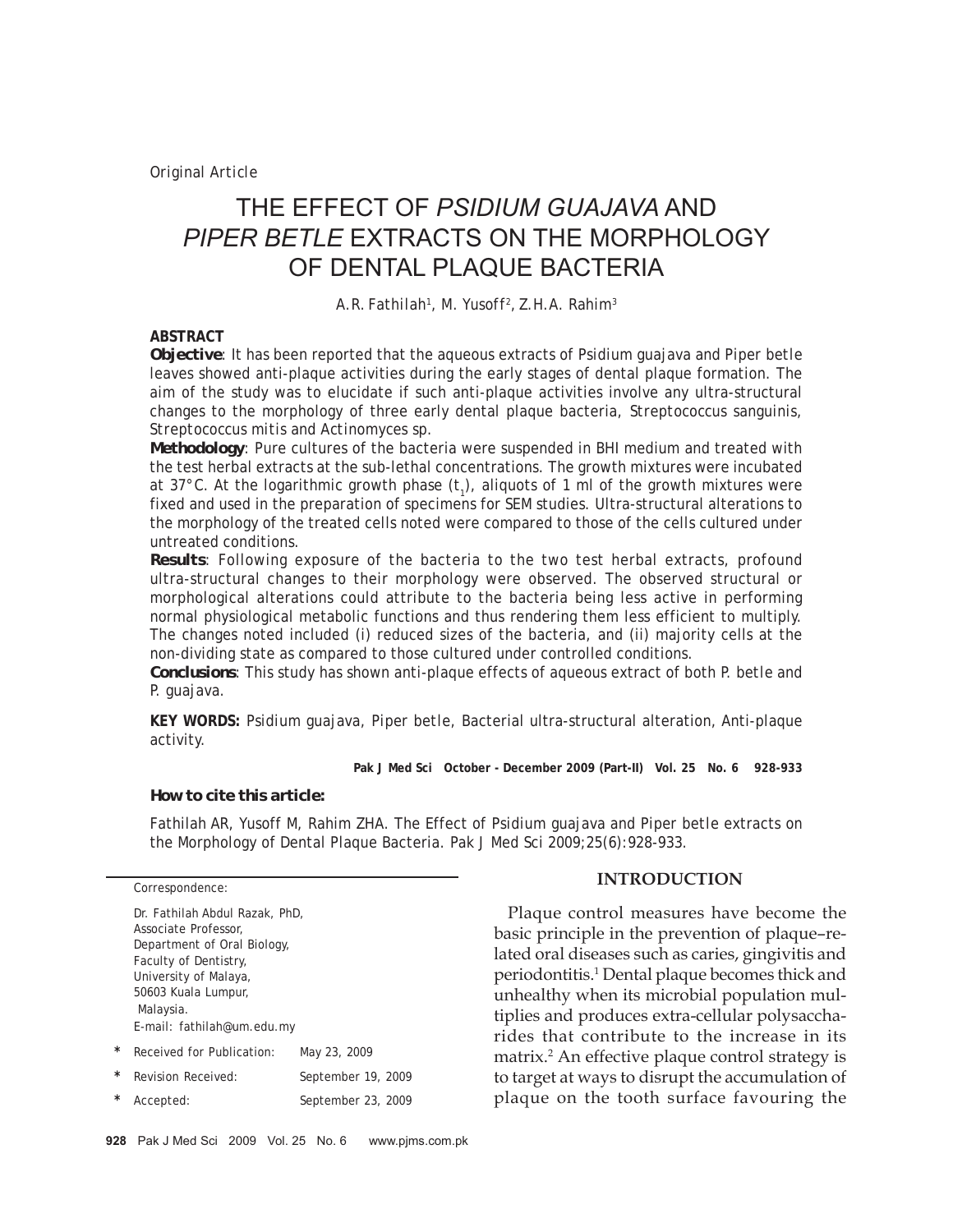Original Article

# THE EFFECT OF *PSIDIUM GUAJAVA* AND *PIPER BETLE* EXTRACTS ON THE MORPHOLOGY OF DENTAL PLAQUE BACTERIA

A.R. Fathilah[1], M. Yusoff[2], Z.H.A. Rahim[3]

**ABSTRACT**

***Objective***: It has been reported that the aqueous extracts of Psidium guajava and Piper betle leaves showed anti-plaque activities during the early stages of dental plaque formation. The aim of the study was to elucidate if such anti-plaque activities involve any ultra-structural changes to the morphology of three early dental plaque bacteria, Streptococcus sanguinis, Streptococcus mitis and Actinomyces sp.

***Methodology***: Pure cultures of the bacteria were suspended in BHI medium and treated with the test herbal extracts at the sub-lethal concentrations. The growth mixtures were incubated at 37°C. At the logarithmic growth phase ($t_1$), aliquots of 1 ml of the growth mixtures were fixed and used in the preparation of specimens for SEM studies. Ultra-structural alterations to the morphology of the treated cells noted were compared to those of the cells cultured under untreated conditions.

***Results***: Following exposure of the bacteria to the two test herbal extracts, profound ultra-structural changes to their morphology were observed. The observed structural or morphological alterations could attribute to the bacteria being less active in performing normal physiological metabolic functions and thus rendering them less efficient to multiply. The changes noted included (i) reduced sizes of the bacteria, and (ii) majority cells at the non-dividing state as compared to those cultured under controlled conditions.

***Conclusions***: This study has shown anti-plaque effects of aqueous extract of both P. betle and P. guajava.

**KEY WORDS:** Psidium guajava, Piper betle, Bacterial ultra-structural alteration, Anti-plaque activity.

**How to cite this article:**

Fathilah AR, Yusoff M, Rahim ZHA. The Effect of Psidium guajava and Piper betle extracts on the Morphology of Dental Plaque Bacteria. Pak J Med Sci 2009;25(6):928-933.

Correspondence:

Dr. Fathilah Abdul Razak, PhD,
Associate Professor,
Department of Oral Biology,
Faculty of Dentistry,
University of Malaya,
50603 Kuala Lumpur,
Malaysia.
E-mail: fathilah@um.edu.my

| | | |
|---|---|---|
| * | Received for Publication: | May 23, 2009 |
| * | Revision Received: | September 19, 2009 |
| * | Accepted: | September 23, 2009 |

## INTRODUCTION

Plaque control measures have become the basic principle in the prevention of plaque–related oral diseases such as caries, gingivitis and periodontitis.[1] Dental plaque becomes thick and unhealthy when its microbial population multiplies and produces extra-cellular polysaccharides that contribute to the increase in its matrix.[2] An effective plaque control strategy is to target at ways to disrupt the accumulation of plaque on the tooth surface favouring the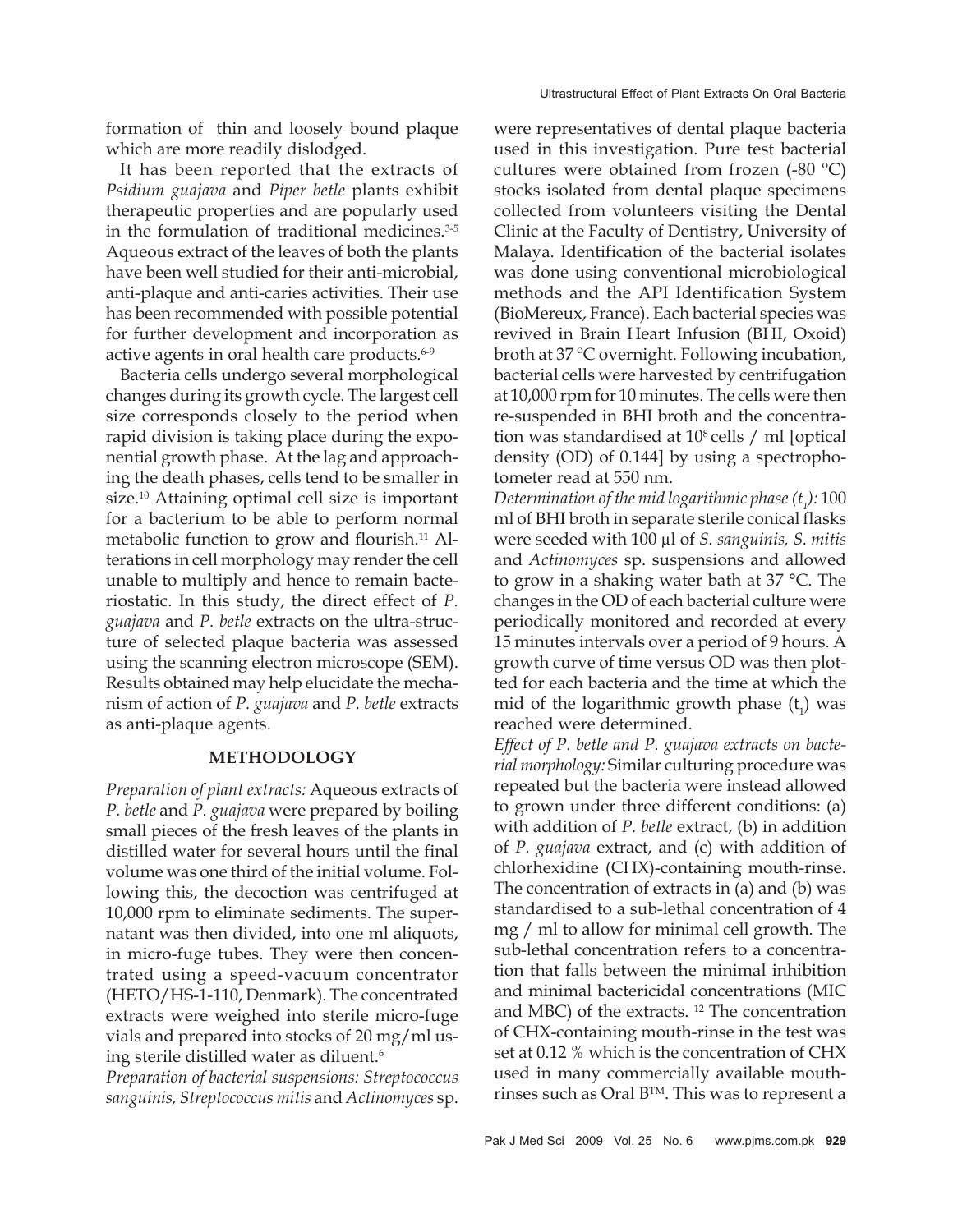formation of thin and loosely bound plaque which are more readily dislodged.

It has been reported that the extracts of *Psidium guajava* and *Piper betle* plants exhibit therapeutic properties and are popularly used in the formulation of traditional medicines.[3-5] Aqueous extract of the leaves of both the plants have been well studied for their anti-microbial, anti-plaque and anti-caries activities. Their use has been recommended with possible potential for further development and incorporation as active agents in oral health care products.[6-9]

Bacteria cells undergo several morphological changes during its growth cycle. The largest cell size corresponds closely to the period when rapid division is taking place during the exponential growth phase. At the lag and approaching the death phases, cells tend to be smaller in size.[10] Attaining optimal cell size is important for a bacterium to be able to perform normal metabolic function to grow and flourish.[11] Alterations in cell morphology may render the cell unable to multiply and hence to remain bacteriostatic. In this study, the direct effect of *P. guajava* and *P. betle* extracts on the ultra-structure of selected plaque bacteria was assessed using the scanning electron microscope (SEM). Results obtained may help elucidate the mechanism of action of *P. guajava* and *P. betle* extracts as anti-plaque agents.

## METHODOLOGY

*Preparation of plant extracts:* Aqueous extracts of *P. betle* and *P. guajava* were prepared by boiling small pieces of the fresh leaves of the plants in distilled water for several hours until the final volume was one third of the initial volume. Following this, the decoction was centrifuged at 10,000 rpm to eliminate sediments. The supernatant was then divided, into one ml aliquots, in micro-fuge tubes. They were then concentrated using a speed-vacuum concentrator (HETO/HS-1-110, Denmark). The concentrated extracts were weighed into sterile micro-fuge vials and prepared into stocks of 20 mg/ml using sterile distilled water as diluent.[6]

*Preparation of bacterial suspensions: Streptococcus sanguinis, Streptococcus mitis* and *Actinomyces* sp. were representatives of dental plaque bacteria used in this investigation. Pure test bacterial cultures were obtained from frozen (-80 °C) stocks isolated from dental plaque specimens collected from volunteers visiting the Dental Clinic at the Faculty of Dentistry, University of Malaya. Identification of the bacterial isolates was done using conventional microbiological methods and the API Identification System (BioMereux, France). Each bacterial species was revived in Brain Heart Infusion (BHI, Oxoid) broth at 37 °C overnight. Following incubation, bacterial cells were harvested by centrifugation at 10,000 rpm for 10 minutes. The cells were then re-suspended in BHI broth and the concentration was standardised at $10^8$ cells / ml [optical density (OD) of 0.144] by using a spectrophotometer read at 550 nm.

*Determination of the mid logarithmic phase ($t_1$):* 100 ml of BHI broth in separate sterile conical flasks were seeded with 100 µl of *S. sanguinis, S. mitis* and *Actinomyces* sp. suspensions and allowed to grow in a shaking water bath at 37 °C. The changes in the OD of each bacterial culture were periodically monitored and recorded at every 15 minutes intervals over a period of 9 hours. A growth curve of time versus OD was then plotted for each bacteria and the time at which the mid of the logarithmic growth phase ($t_1$) was reached were determined.

*Effect of P. betle and P. guajava extracts on bacterial morphology:* Similar culturing procedure was repeated but the bacteria were instead allowed to grown under three different conditions: (a) with addition of *P. betle* extract, (b) in addition of *P. guajava* extract, and (c) with addition of chlorhexidine (CHX)-containing mouth-rinse. The concentration of extracts in (a) and (b) was standardised to a sub-lethal concentration of 4 mg / ml to allow for minimal cell growth. The sub-lethal concentration refers to a concentration that falls between the minimal inhibition and minimal bactericidal concentrations (MIC and MBC) of the extracts. [12] The concentration of CHX-containing mouth-rinse in the test was set at 0.12 % which is the concentration of CHX used in many commercially available mouth-rinses such as Oral B™. This was to represent a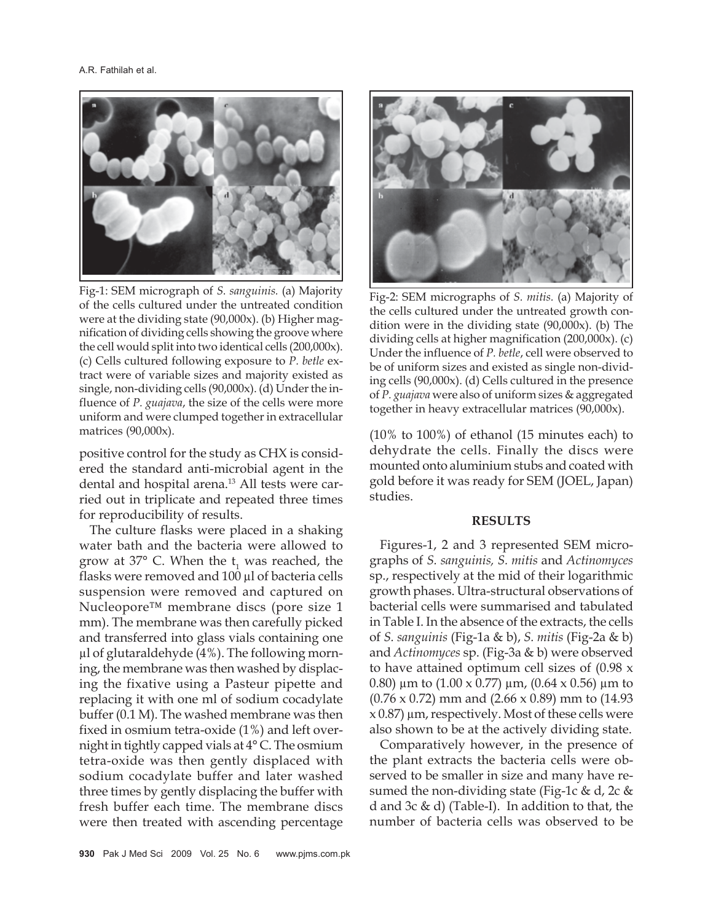Fig-1: SEM micrograph of *S. sanguinis*. (a) Majority of the cells cultured under the untreated condition were at the dividing state (90,000x). (b) Higher magnification of dividing cells showing the groove where the cell would split into two identical cells (200,000x). (c) Cells cultured following exposure to *P. betle* extract were of variable sizes and majority existed as single, non-dividing cells (90,000x). (d) Under the influence of *P. guajava*, the size of the cells were more uniform and were clumped together in extracellular matrices (90,000x).

Fig-2: SEM micrographs of *S. mitis*. (a) Majority of the cells cultured under the untreated growth condition were in the dividing state (90,000x). (b) The dividing cells at higher magnification (200,000x). (c) Under the influence of *P. betle*, cell were observed to be of uniform sizes and existed as single non-dividing cells (90,000x). (d) Cells cultured in the presence of *P. guajava* were also of uniform sizes & aggregated together in heavy extracellular matrices (90,000x).

positive control for the study as CHX is considered the standard anti-microbial agent in the dental and hospital arena.[13] All tests were carried out in triplicate and repeated three times for reproducibility of results.

The culture flasks were placed in a shaking water bath and the bacteria were allowed to grow at 37° C. When the $t_1$ was reached, the flasks were removed and 100 µl of bacteria cells suspension were removed and captured on Nucleopore™ membrane discs (pore size 1 mm). The membrane was then carefully picked and transferred into glass vials containing one µl of glutaraldehyde (4%). The following morning, the membrane was then washed by displacing the fixative using a Pasteur pipette and replacing it with one ml of sodium cocadylate buffer (0.1 M). The washed membrane was then fixed in osmium tetra-oxide (1%) and left overnight in tightly capped vials at 4° C. The osmium tetra-oxide was then gently displaced with sodium cocadylate buffer and later washed three times by gently displacing the buffer with fresh buffer each time. The membrane discs were then treated with ascending percentage (10% to 100%) of ethanol (15 minutes each) to dehydrate the cells. Finally the discs were mounted onto aluminium stubs and coated with gold before it was ready for SEM (JOEL, Japan) studies.

## RESULTS

Figures-1, 2 and 3 represented SEM micrographs of *S. sanguinis, S. mitis* and *Actinomyces* sp., respectively at the mid of their logarithmic growth phases. Ultra-structural observations of bacterial cells were summarised and tabulated in Table I. In the absence of the extracts, the cells of *S. sanguinis* (Fig-1a & b), *S. mitis* (Fig-2a & b) and *Actinomyces* sp. (Fig-3a & b) were observed to have attained optimum cell sizes of (0.98 x 0.80) µm to (1.00 x 0.77) µm, (0.64 x 0.56) µm to (0.76 x 0.72) mm and (2.66 x 0.89) mm to (14.93 x 0.87) µm, respectively. Most of these cells were also shown to be at the actively dividing state.

Comparatively however, in the presence of the plant extracts the bacteria cells were observed to be smaller in size and many have resumed the non-dividing state (Fig-1c & d, 2c & d and 3c & d) (Table-I). In addition to that, the number of bacteria cells was observed to be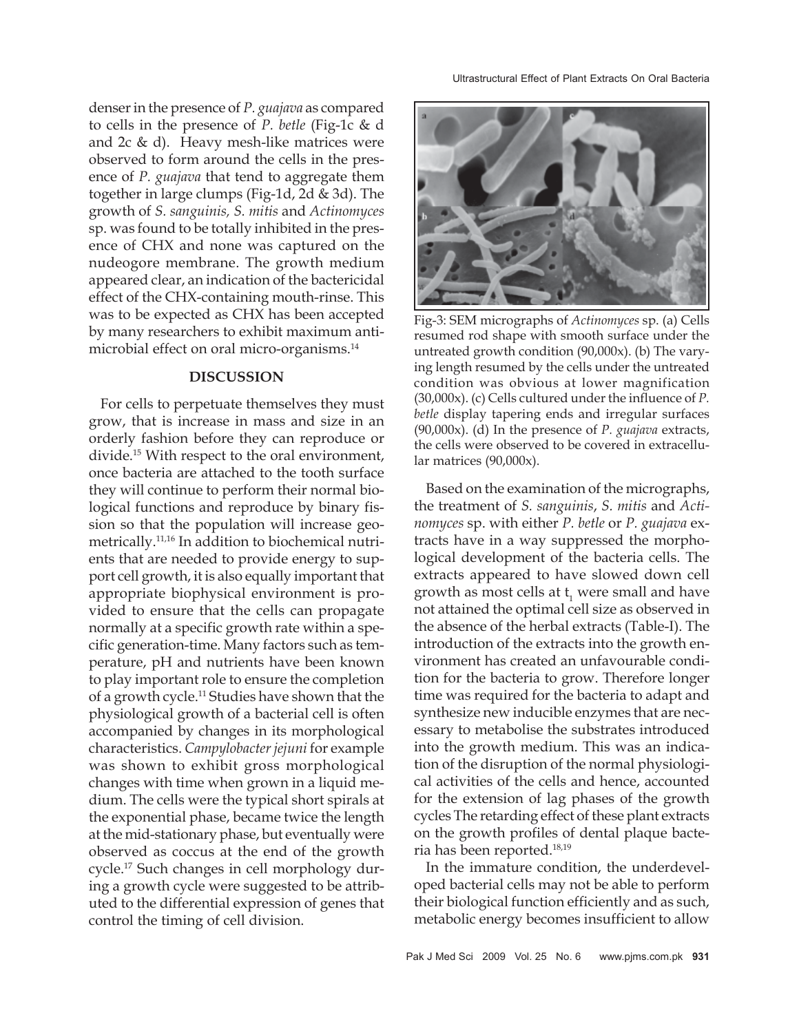denser in the presence of *P. guajava* as compared to cells in the presence of *P. betle* (Fig-1c & d and 2c & d). Heavy mesh-like matrices were observed to form around the cells in the presence of *P. guajava* that tend to aggregate them together in large clumps (Fig-1d, 2d & 3d). The growth of *S. sanguinis, S. mitis* and *Actinomyces* sp. was found to be totally inhibited in the presence of CHX and none was captured on the nudeogore membrane. The growth medium appeared clear, an indication of the bactericidal effect of the CHX-containing mouth-rinse. This was to be expected as CHX has been accepted by many researchers to exhibit maximum antimicrobial effect on oral micro-organisms.[14]

## DISCUSSION

For cells to perpetuate themselves they must grow, that is increase in mass and size in an orderly fashion before they can reproduce or divide.[15] With respect to the oral environment, once bacteria are attached to the tooth surface they will continue to perform their normal biological functions and reproduce by binary fission so that the population will increase geometrically.[11,16] In addition to biochemical nutrients that are needed to provide energy to support cell growth, it is also equally important that appropriate biophysical environment is provided to ensure that the cells can propagate normally at a specific growth rate within a specific generation-time. Many factors such as temperature, pH and nutrients have been known to play important role to ensure the completion of a growth cycle.[11] Studies have shown that the physiological growth of a bacterial cell is often accompanied by changes in its morphological characteristics. *Campylobacter jejuni* for example was shown to exhibit gross morphological changes with time when grown in a liquid medium. The cells were the typical short spirals at the exponential phase, became twice the length at the mid-stationary phase, but eventually were observed as coccus at the end of the growth cycle.[17] Such changes in cell morphology during a growth cycle were suggested to be attributed to the differential expression of genes that control the timing of cell division.

Fig-3: SEM micrographs of *Actinomyces* sp. (a) Cells resumed rod shape with smooth surface under the untreated growth condition (90,000x). (b) The varying length resumed by the cells under the untreated condition was obvious at lower magnification (30,000x). (c) Cells cultured under the influence of *P. betle* display tapering ends and irregular surfaces (90,000x). (d) In the presence of *P. guajava* extracts, the cells were observed to be covered in extracellular matrices (90,000x).

Based on the examination of the micrographs, the treatment of *S. sanguinis*, *S. mitis* and *Actinomyces* sp. with either *P. betle* or *P. guajava* extracts have in a way suppressed the morphological development of the bacteria cells. The extracts appeared to have slowed down cell growth as most cells at $t_1$ were small and have not attained the optimal cell size as observed in the absence of the herbal extracts (Table-I). The introduction of the extracts into the growth environment has created an unfavourable condition for the bacteria to grow. Therefore longer time was required for the bacteria to adapt and synthesize new inducible enzymes that are necessary to metabolise the substrates introduced into the growth medium. This was an indication of the disruption of the normal physiological activities of the cells and hence, accounted for the extension of lag phases of the growth cycles The retarding effect of these plant extracts on the growth profiles of dental plaque bacteria has been reported.[18,19]

In the immature condition, the underdeveloped bacterial cells may not be able to perform their biological function efficiently and as such, metabolic energy becomes insufficient to allow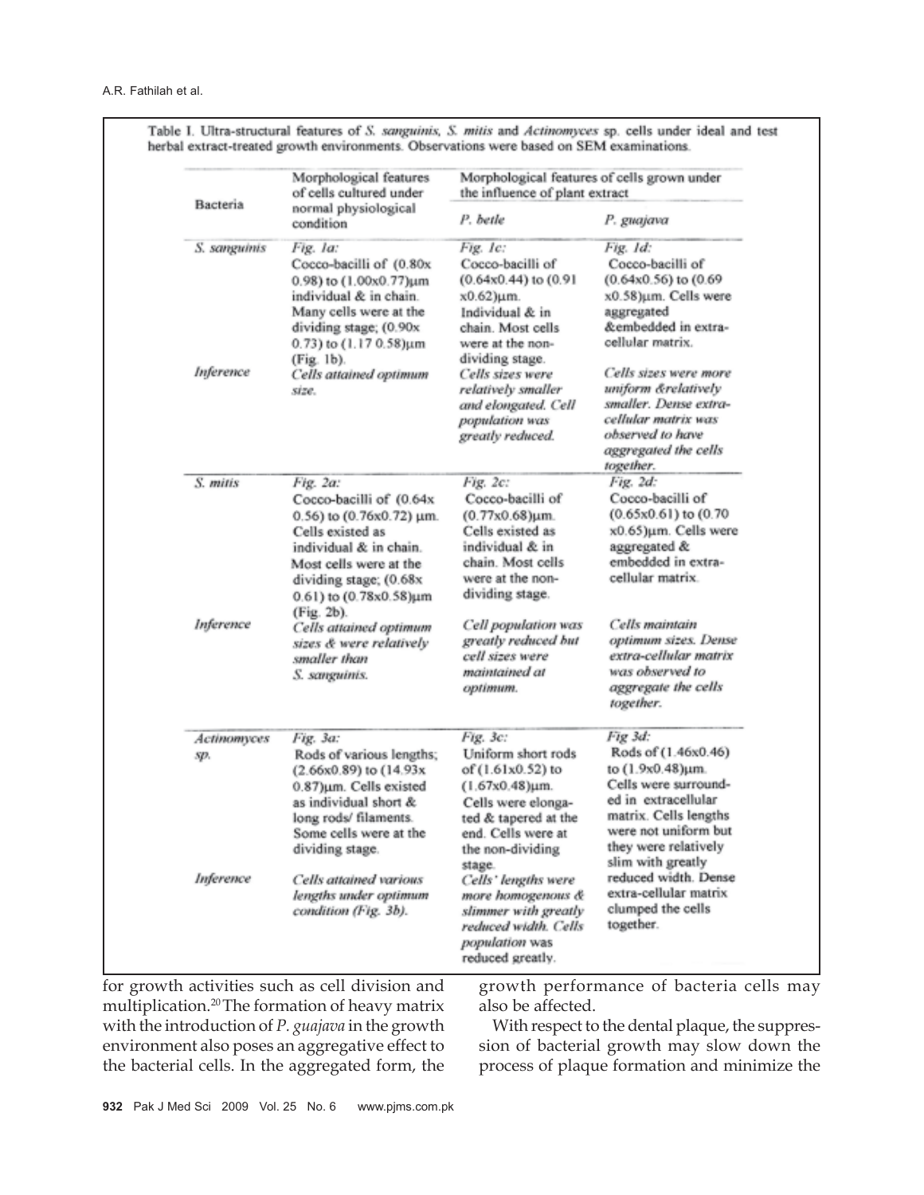Table I. Ultra-structural features of *S. sanguinis*, *S. mitis* and *Actinomyces* sp. cells under ideal and test herbal extract-treated growth environments. Observations were based on SEM examinations.

| Bacteria | Morphological features of cells cultured under normal physiological condition | Morphological features of cells grown under the influence of plant extract | |
|---|---|---|---|
| | | *P. betle* | *P. guajava* |
| *S. sanguinis* | *Fig. 1a:* Cocco-bacilli of (0.80x 0.98) to (1.00x0.77)µm individual & in chain. Many cells were at the dividing stage; (0.90x 0.73) to (1.17 0.58)µm (Fig. 1b). | *Fig. 1c:* Cocco-bacilli of (0.64x0.44) to (0.91 x0.62)µm. Individual & in chain. Most cells were at the non-dividing stage. | *Fig. 1d:* Cocco-bacilli of (0.64x0.56) to (0.69 x0.58)µm. Cells were aggregated &embedded in extra-cellular matrix. |
| *Inference* | *Cells attained optimum size.* | *Cells sizes were relatively smaller and elongated. Cell population was greatly reduced.* | *Cells sizes were more uniform &relatively smaller. Dense extra-cellular matrix was observed to have aggregated the cells together.* |
| *S. mitis* | *Fig. 2a:* Cocco-bacilli of (0.64x 0.56) to (0.76x0.72) µm. Cells existed as individual & in chain. Most cells were at the dividing stage; (0.68x 0.61) to (0.78x0.58)µm (Fig. 2b). | *Fig. 2c:* Cocco-bacilli of (0.77x0.68)µm. Cells existed as individual & in chain. Most cells were at the non-dividing stage. | *Fig. 2d:* Cocco-bacilli of (0.65x0.61) to (0.70 x0.65)µm. Cells were aggregated & embedded in extra-cellular matrix. |
| *Inference* | *Cells attained optimum sizes & were relatively smaller than S. sanguinis.* | *Cell population was greatly reduced but cell sizes were maintained at optimum.* | *Cells maintain optimum sizes. Dense extra-cellular matrix was observed to aggregate the cells together.* |
| *Actinomyces* sp. | *Fig. 3a:* Rods of various lengths; (2.66x0.89) to (14.93x 0.87)µm. Cells existed as individual short & long rods/ filaments. Some cells were at the dividing stage. | *Fig. 3c:* Uniform short rods of (1.61x0.52) to (1.67x0.48)µm. Cells were elongated & tapered at the end. Cells were at the non-dividing stage. | *Fig 3d:* Rods of (1.46x0.46) to (1.9x0.48)µm. Cells were surrounded in extracellular matrix. Cells lengths were not uniform but they were relatively slim with greatly reduced width. Dense extra-cellular matrix clumped the cells together. |
| *Inference* | *Cells attained various lengths under optimum condition (Fig. 3b).* | *Cells' lengths were more homogenous & slimmer with greatly reduced width. Cells population was reduced greatly.* | |

for growth activities such as cell division and multiplication.[20] The formation of heavy matrix with the introduction of *P. guajava* in the growth environment also poses an aggregative effect to the bacterial cells. In the aggregated form, the growth performance of bacteria cells may also be affected.

With respect to the dental plaque, the suppression of bacterial growth may slow down the process of plaque formation and minimize the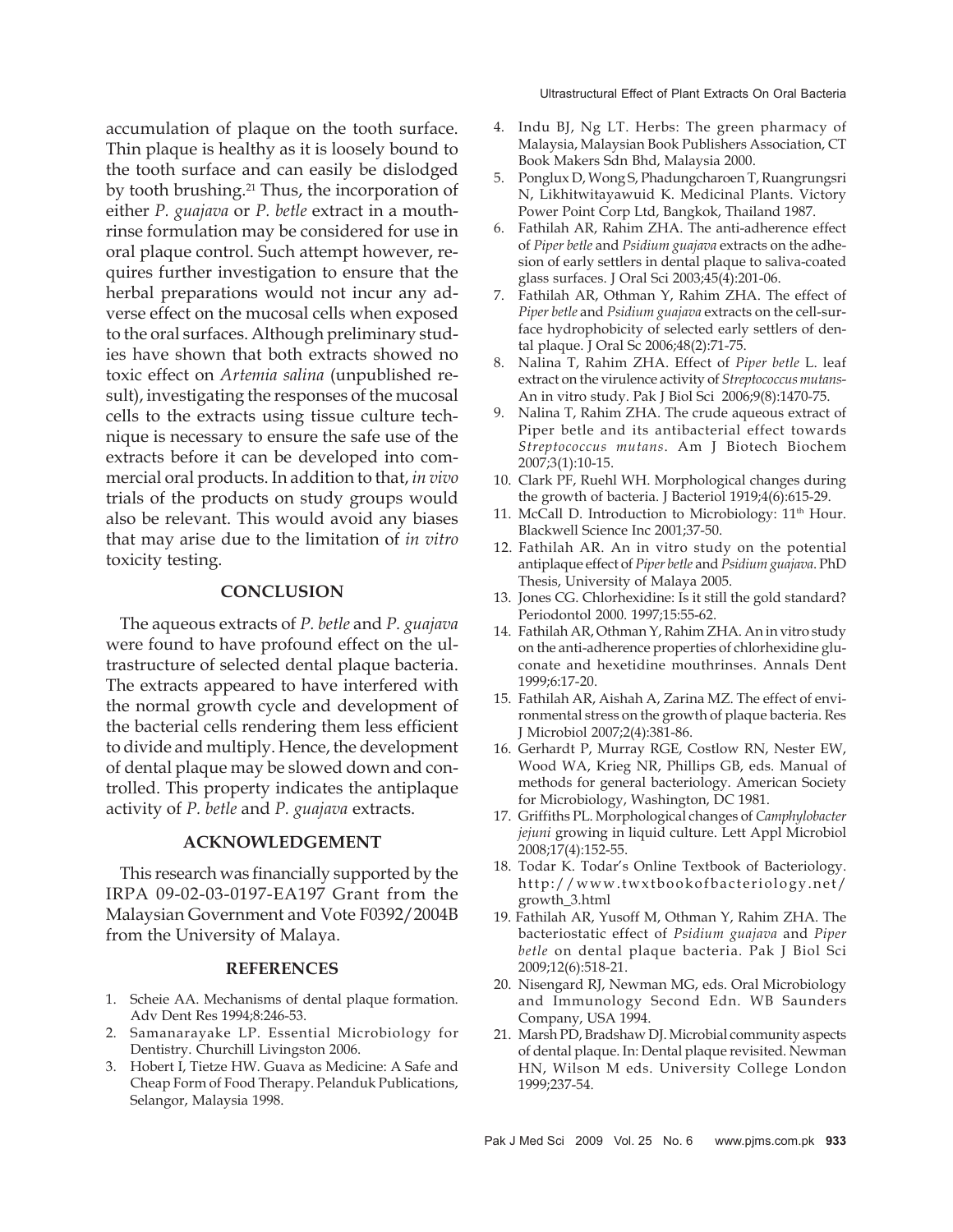accumulation of plaque on the tooth surface. Thin plaque is healthy as it is loosely bound to the tooth surface and can easily be dislodged by tooth brushing.[21] Thus, the incorporation of either *P. guajava* or *P. betle* extract in a mouth-rinse formulation may be considered for use in oral plaque control. Such attempt however, requires further investigation to ensure that the herbal preparations would not incur any adverse effect on the mucosal cells when exposed to the oral surfaces. Although preliminary studies have shown that both extracts showed no toxic effect on *Artemia salina* (unpublished result), investigating the responses of the mucosal cells to the extracts using tissue culture technique is necessary to ensure the safe use of the extracts before it can be developed into commercial oral products. In addition to that, *in vivo* trials of the products on study groups would also be relevant. This would avoid any biases that may arise due to the limitation of *in vitro* toxicity testing.

## CONCLUSION

The aqueous extracts of *P. betle* and *P. guajava* were found to have profound effect on the ultrastructure of selected dental plaque bacteria. The extracts appeared to have interfered with the normal growth cycle and development of the bacterial cells rendering them less efficient to divide and multiply. Hence, the development of dental plaque may be slowed down and controlled. This property indicates the antiplaque activity of *P. betle* and *P. guajava* extracts.

## ACKNOWLEDGEMENT

This research was financially supported by the IRPA 09-02-03-0197-EA197 Grant from the Malaysian Government and Vote F0392/2004B from the University of Malaya.

## REFERENCES

1. Scheie AA. Mechanisms of dental plaque formation. Adv Dent Res 1994;8:246-53.
2. Samanarayake LP. Essential Microbiology for Dentistry. Churchill Livingston 2006.
3. Hobert I, Tietze HW. Guava as Medicine: A Safe and Cheap Form of Food Therapy. Pelanduk Publications, Selangor, Malaysia 1998.
4. Indu BJ, Ng LT. Herbs: The green pharmacy of Malaysia, Malaysian Book Publishers Association, CT Book Makers Sdn Bhd, Malaysia 2000.
5. Ponglux D, Wong S, Phadungcharoen T, Ruangrungsri N, Likhitwitayawuid K. Medicinal Plants. Victory Power Point Corp Ltd, Bangkok, Thailand 1987.
6. Fathilah AR, Rahim ZHA. The anti-adherence effect of *Piper betle* and *Psidium guajava* extracts on the adhesion of early settlers in dental plaque to saliva-coated glass surfaces. J Oral Sci 2003;45(4):201-06.
7. Fathilah AR, Othman Y, Rahim ZHA. The effect of *Piper betle* and *Psidium guajava* extracts on the cell-surface hydrophobicity of selected early settlers of dental plaque. J Oral Sc 2006;48(2):71-75.
8. Nalina T, Rahim ZHA. Effect of *Piper betle* L. leaf extract on the virulence activity of *Streptococcus mutans*- An in vitro study. Pak J Biol Sci 2006;9(8):1470-75.
9. Nalina T, Rahim ZHA. The crude aqueous extract of Piper betle and its antibacterial effect towards *Streptococcus mutans*. Am J Biotech Biochem 2007;3(1):10-15.
10. Clark PF, Ruehl WH. Morphological changes during the growth of bacteria. J Bacteriol 1919;4(6):615-29.
11. McCall D. Introduction to Microbiology: 11th Hour. Blackwell Science Inc 2001;37-50.
12. Fathilah AR. An in vitro study on the potential antiplaque effect of *Piper betle* and *Psidium guajava*. PhD Thesis, University of Malaya 2005.
13. Jones CG. Chlorhexidine: Is it still the gold standard? Periodontol 2000. 1997;15:55-62.
14. Fathilah AR, Othman Y, Rahim ZHA. An in vitro study on the anti-adherence properties of chlorhexidine gluconate and hexetidine mouthrinses. Annals Dent 1999;6:17-20.
15. Fathilah AR, Aishah A, Zarina MZ. The effect of environmental stress on the growth of plaque bacteria. Res J Microbiol 2007;2(4):381-86.
16. Gerhardt P, Murray RGE, Costlow RN, Nester EW, Wood WA, Krieg NR, Phillips GB, eds. Manual of methods for general bacteriology. American Society for Microbiology, Washington, DC 1981.
17. Griffiths PL. Morphological changes of *Camphylobacter jejuni* growing in liquid culture. Lett Appl Microbiol 2008;17(4):152-55.
18. Todar K. Todar's Online Textbook of Bacteriology. http://www.twxtbookofbacteriology.net/growth_3.html
19. Fathilah AR, Yusoff M, Othman Y, Rahim ZHA. The bacteriostatic effect of *Psidium guajava* and *Piper betle* on dental plaque bacteria. Pak J Biol Sci 2009;12(6):518-21.
20. Nisengard RJ, Newman MG, eds. Oral Microbiology and Immunology Second Edn. WB Saunders Company, USA 1994.
21. Marsh PD, Bradshaw DJ. Microbial community aspects of dental plaque. In: Dental plaque revisited. Newman HN, Wilson M eds. University College London 1999;237-54.